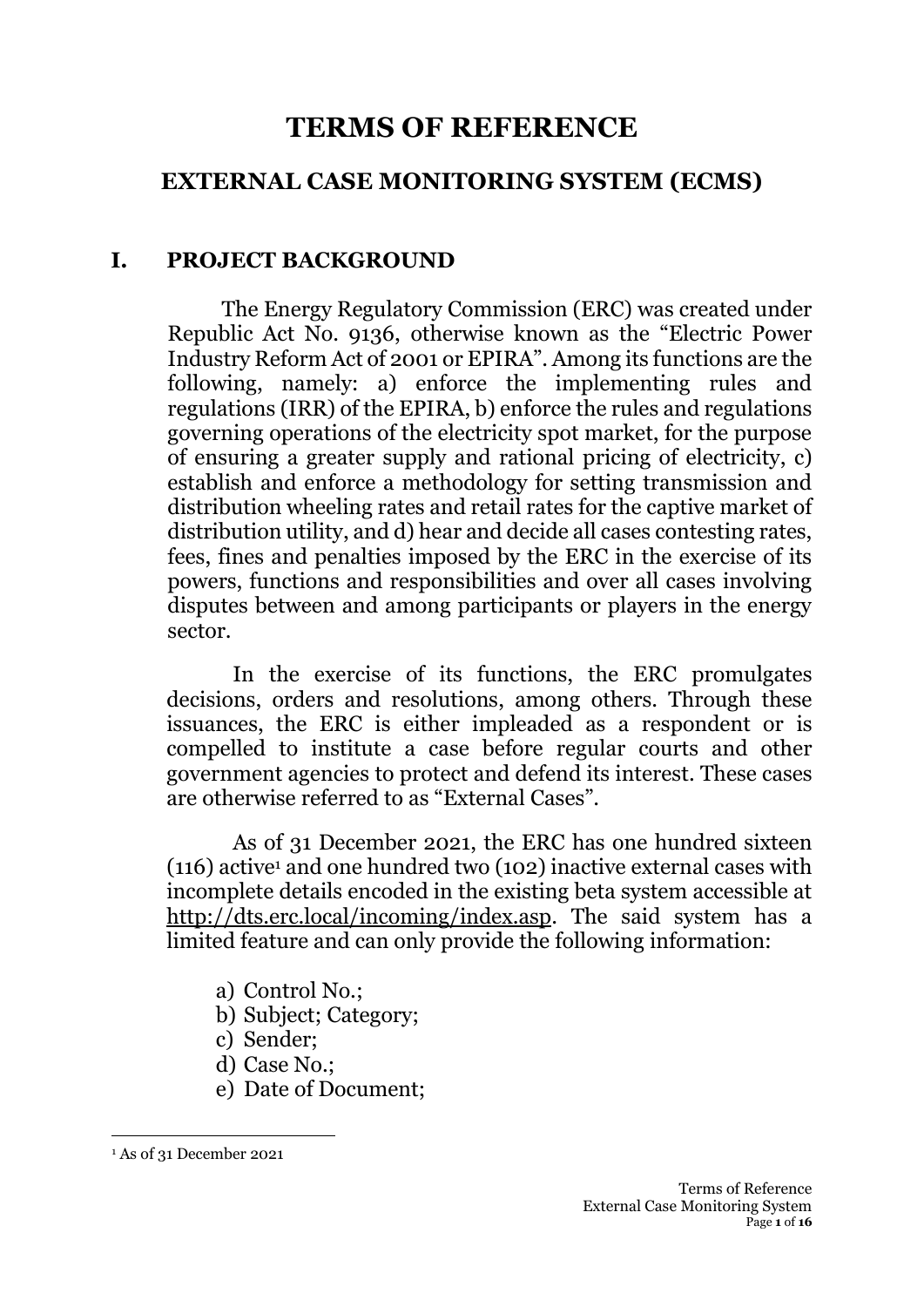# TERMS OF REFERENCE

## EXTERNAL CASE MONITORING SYSTEM (ECMS)

## I. PROJECT BACKGROUND

The Energy Regulatory Commission (ERC) was created under Republic Act No. 9136, otherwise known as the "Electric Power Industry Reform Act of 2001 or EPIRA". Among its functions are the following, namely: a) enforce the implementing rules and regulations (IRR) of the EPIRA, b) enforce the rules and regulations governing operations of the electricity spot market, for the purpose of ensuring a greater supply and rational pricing of electricity, c) establish and enforce a methodology for setting transmission and distribution wheeling rates and retail rates for the captive market of distribution utility, and d) hear and decide all cases contesting rates, fees, fines and penalties imposed by the ERC in the exercise of its powers, functions and responsibilities and over all cases involving disputes between and among participants or players in the energy sector.

In the exercise of its functions, the ERC promulgates decisions, orders and resolutions, among others. Through these issuances, the ERC is either impleaded as a respondent or is compelled to institute a case before regular courts and other government agencies to protect and defend its interest. These cases are otherwise referred to as "External Cases".

As of 31 December 2021, the ERC has one hundred sixteen (116) active[1] and one hundred two (102) inactive external cases with incomplete details encoded in the existing beta system accessible at http://dts.erc.local/incoming/index.asp. The said system has a limited feature and can only provide the following information:

a) Control No.;
b) Subject; Category;
c) Sender;
d) Case No.;
e) Date of Document;

[1] As of 31 December 2021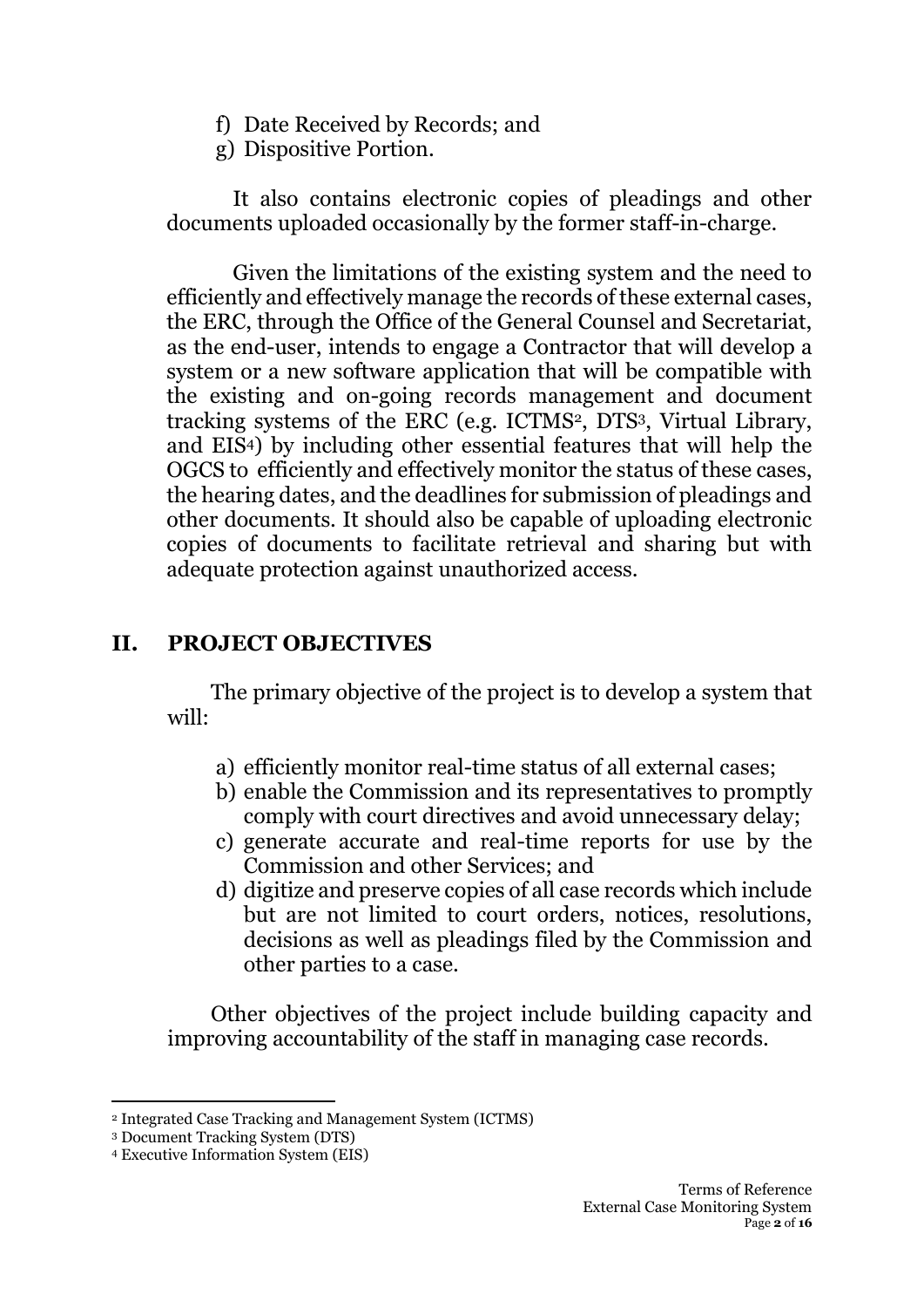f) Date Received by Records; and
g) Dispositive Portion.

It also contains electronic copies of pleadings and other documents uploaded occasionally by the former staff-in-charge.

Given the limitations of the existing system and the need to efficiently and effectively manage the records of these external cases, the ERC, through the Office of the General Counsel and Secretariat, as the end-user, intends to engage a Contractor that will develop a system or a new software application that will be compatible with the existing and on-going records management and document tracking systems of the ERC (e.g. ICTMS[2], DTS[3], Virtual Library, and EIS[4]) by including other essential features that will help the OGCS to efficiently and effectively monitor the status of these cases, the hearing dates, and the deadlines for submission of pleadings and other documents. It should also be capable of uploading electronic copies of documents to facilitate retrieval and sharing but with adequate protection against unauthorized access.

## II. PROJECT OBJECTIVES

The primary objective of the project is to develop a system that will:

a) efficiently monitor real-time status of all external cases;
b) enable the Commission and its representatives to promptly comply with court directives and avoid unnecessary delay;
c) generate accurate and real-time reports for use by the Commission and other Services; and
d) digitize and preserve copies of all case records which include but are not limited to court orders, notices, resolutions, decisions as well as pleadings filed by the Commission and other parties to a case.

Other objectives of the project include building capacity and improving accountability of the staff in managing case records.

---

[2] Integrated Case Tracking and Management System (ICTMS)
[3] Document Tracking System (DTS)
[4] Executive Information System (EIS)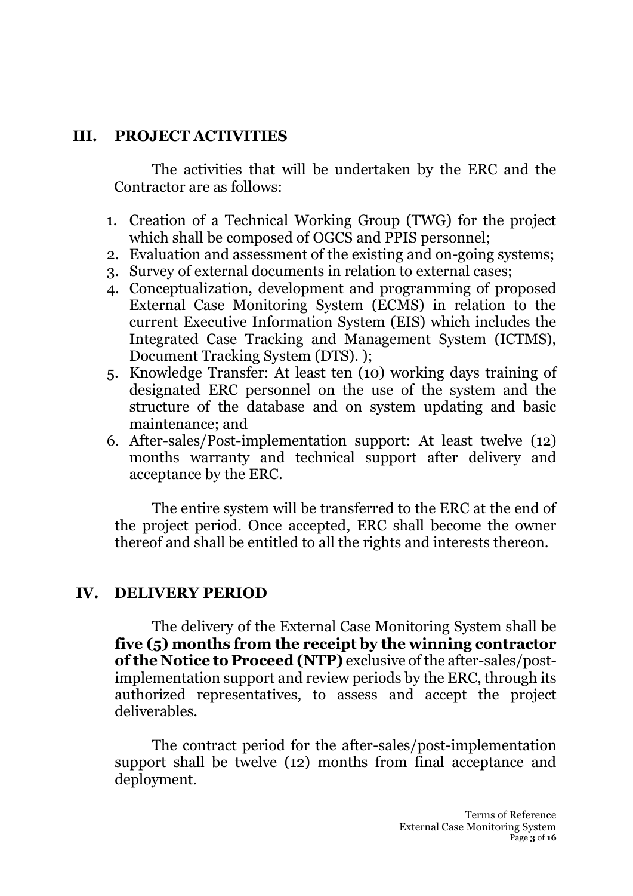## III. PROJECT ACTIVITIES

The activities that will be undertaken by the ERC and the Contractor are as follows:

1. Creation of a Technical Working Group (TWG) for the project which shall be composed of OGCS and PPIS personnel;
2. Evaluation and assessment of the existing and on-going systems;
3. Survey of external documents in relation to external cases;
4. Conceptualization, development and programming of proposed External Case Monitoring System (ECMS) in relation to the current Executive Information System (EIS) which includes the Integrated Case Tracking and Management System (ICTMS), Document Tracking System (DTS). );
5. Knowledge Transfer: At least ten (10) working days training of designated ERC personnel on the use of the system and the structure of the database and on system updating and basic maintenance; and
6. After-sales/Post-implementation support: At least twelve (12) months warranty and technical support after delivery and acceptance by the ERC.

The entire system will be transferred to the ERC at the end of the project period. Once accepted, ERC shall become the owner thereof and shall be entitled to all the rights and interests thereon.

## IV. DELIVERY PERIOD

The delivery of the External Case Monitoring System shall be **five (5) months from the receipt by the winning contractor of the Notice to Proceed (NTP)** exclusive of the after-sales/post-implementation support and review periods by the ERC, through its authorized representatives, to assess and accept the project deliverables.

The contract period for the after-sales/post-implementation support shall be twelve (12) months from final acceptance and deployment.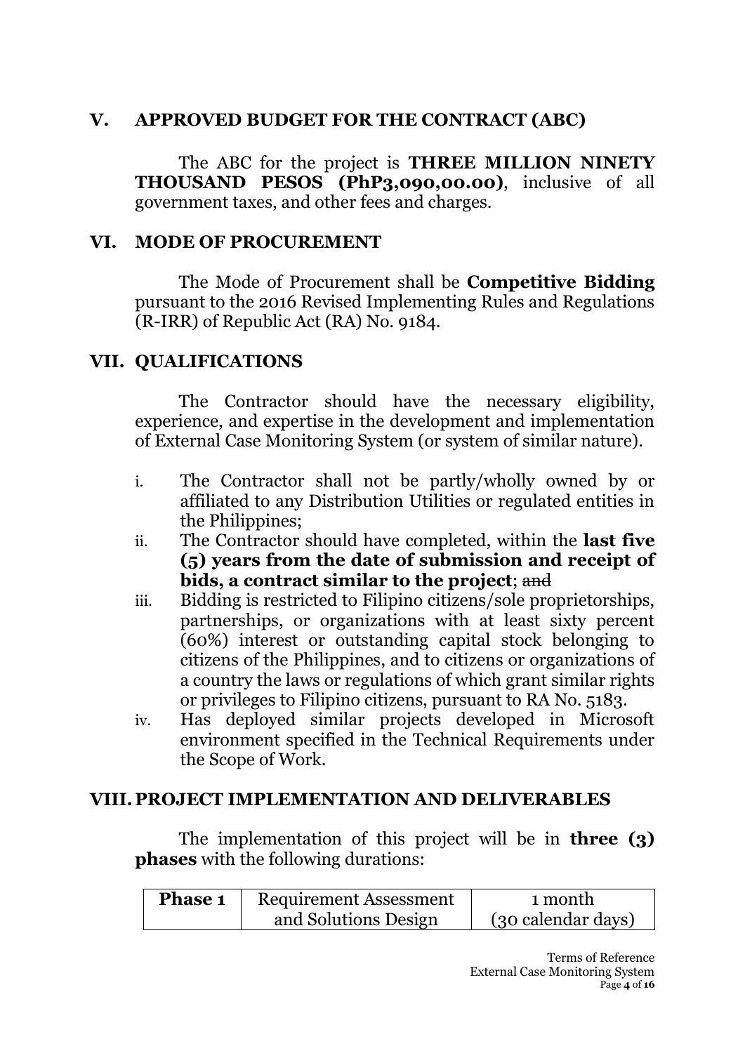## V. APPROVED BUDGET FOR THE CONTRACT (ABC)

The ABC for the project is **THREE MILLION NINETY THOUSAND PESOS (PhP3,090,00.00)**, inclusive of all government taxes, and other fees and charges.

## VI. MODE OF PROCUREMENT

The Mode of Procurement shall be **Competitive Bidding** pursuant to the 2016 Revised Implementing Rules and Regulations (R-IRR) of Republic Act (RA) No. 9184.

## VII. QUALIFICATIONS

The Contractor should have the necessary eligibility, experience, and expertise in the development and implementation of External Case Monitoring System (or system of similar nature).

i. The Contractor shall not be partly/wholly owned by or affiliated to any Distribution Utilities or regulated entities in the Philippines;

ii. The Contractor should have completed, within the **last five (5) years from the date of submission and receipt of bids, a contract similar to the project**; ~~and~~

iii. Bidding is restricted to Filipino citizens/sole proprietorships, partnerships, or organizations with at least sixty percent (60%) interest or outstanding capital stock belonging to citizens of the Philippines, and to citizens or organizations of a country the laws or regulations of which grant similar rights or privileges to Filipino citizens, pursuant to RA No. 5183.

iv. Has deployed similar projects developed in Microsoft environment specified in the Technical Requirements under the Scope of Work.

## VIII. PROJECT IMPLEMENTATION AND DELIVERABLES

The implementation of this project will be in **three (3) phases** with the following durations:

| **Phase 1** | Requirement Assessment and Solutions Design | 1 month (30 calendar days) |
|---|---|---|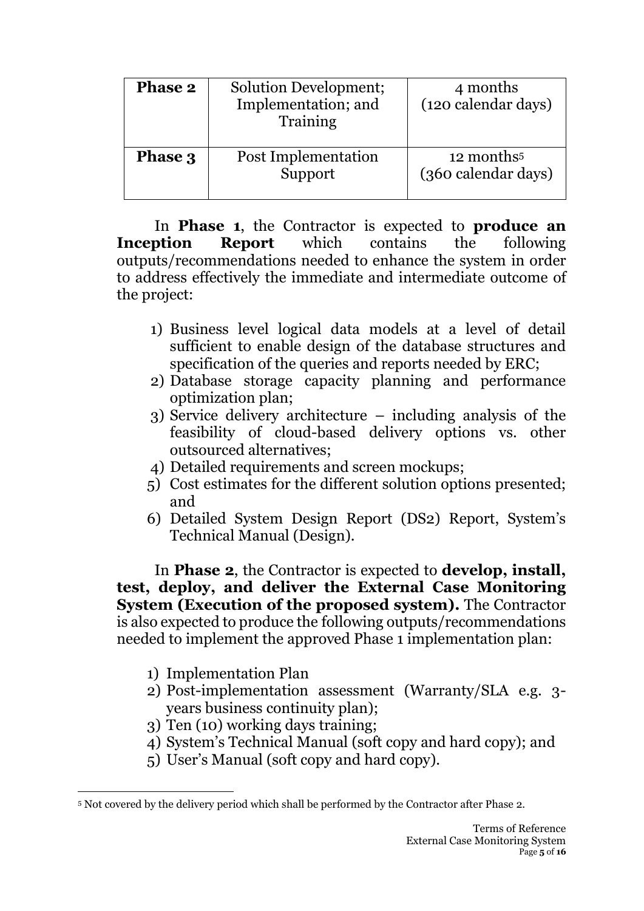| Phase 2 | Solution Development; Implementation; and Training | 4 months (120 calendar days) |
|---|---|---|
| Phase 3 | Post Implementation Support | 12 months[5] (360 calendar days) |

In **Phase 1**, the Contractor is expected to **produce an Inception Report** which contains the following outputs/recommendations needed to enhance the system in order to address effectively the immediate and intermediate outcome of the project:

1) Business level logical data models at a level of detail sufficient to enable design of the database structures and specification of the queries and reports needed by ERC;
2) Database storage capacity planning and performance optimization plan;
3) Service delivery architecture – including analysis of the feasibility of cloud-based delivery options vs. other outsourced alternatives;
4) Detailed requirements and screen mockups;
5) Cost estimates for the different solution options presented; and
6) Detailed System Design Report (DS2) Report, System's Technical Manual (Design).

In **Phase 2**, the Contractor is expected to **develop, install, test, deploy, and deliver the External Case Monitoring System (Execution of the proposed system).** The Contractor is also expected to produce the following outputs/recommendations needed to implement the approved Phase 1 implementation plan:

1) Implementation Plan
2) Post-implementation assessment (Warranty/SLA e.g. 3-years business continuity plan);
3) Ten (10) working days training;
4) System's Technical Manual (soft copy and hard copy); and
5) User's Manual (soft copy and hard copy).

[5] Not covered by the delivery period which shall be performed by the Contractor after Phase 2.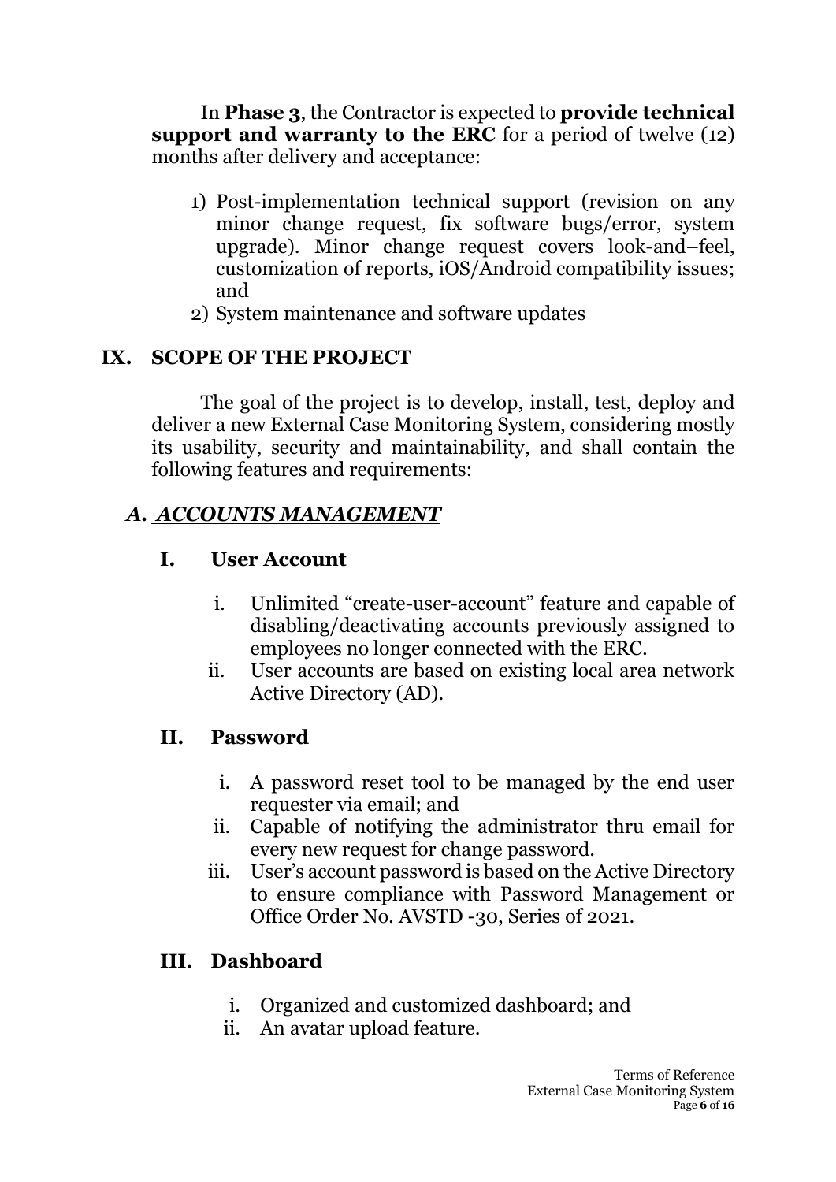In **Phase 3**, the Contractor is expected to **provide technical support and warranty to the ERC** for a period of twelve (12) months after delivery and acceptance:

1) Post-implementation technical support (revision on any minor change request, fix software bugs/error, system upgrade). Minor change request covers look-and–feel, customization of reports, iOS/Android compatibility issues; and
2) System maintenance and software updates

## IX. SCOPE OF THE PROJECT

The goal of the project is to develop, install, test, deploy and deliver a new External Case Monitoring System, considering mostly its usability, security and maintainability, and shall contain the following features and requirements:

### ***A. <u>ACCOUNTS MANAGEMENT</u>***

#### I. User Account

i. Unlimited "create-user-account" feature and capable of disabling/deactivating accounts previously assigned to employees no longer connected with the ERC.
ii. User accounts are based on existing local area network Active Directory (AD).

#### II. Password

i. A password reset tool to be managed by the end user requester via email; and
ii. Capable of notifying the administrator thru email for every new request for change password.
iii. User's account password is based on the Active Directory to ensure compliance with Password Management or Office Order No. AVSTD -30, Series of 2021.

#### III. Dashboard

i. Organized and customized dashboard; and
ii. An avatar upload feature.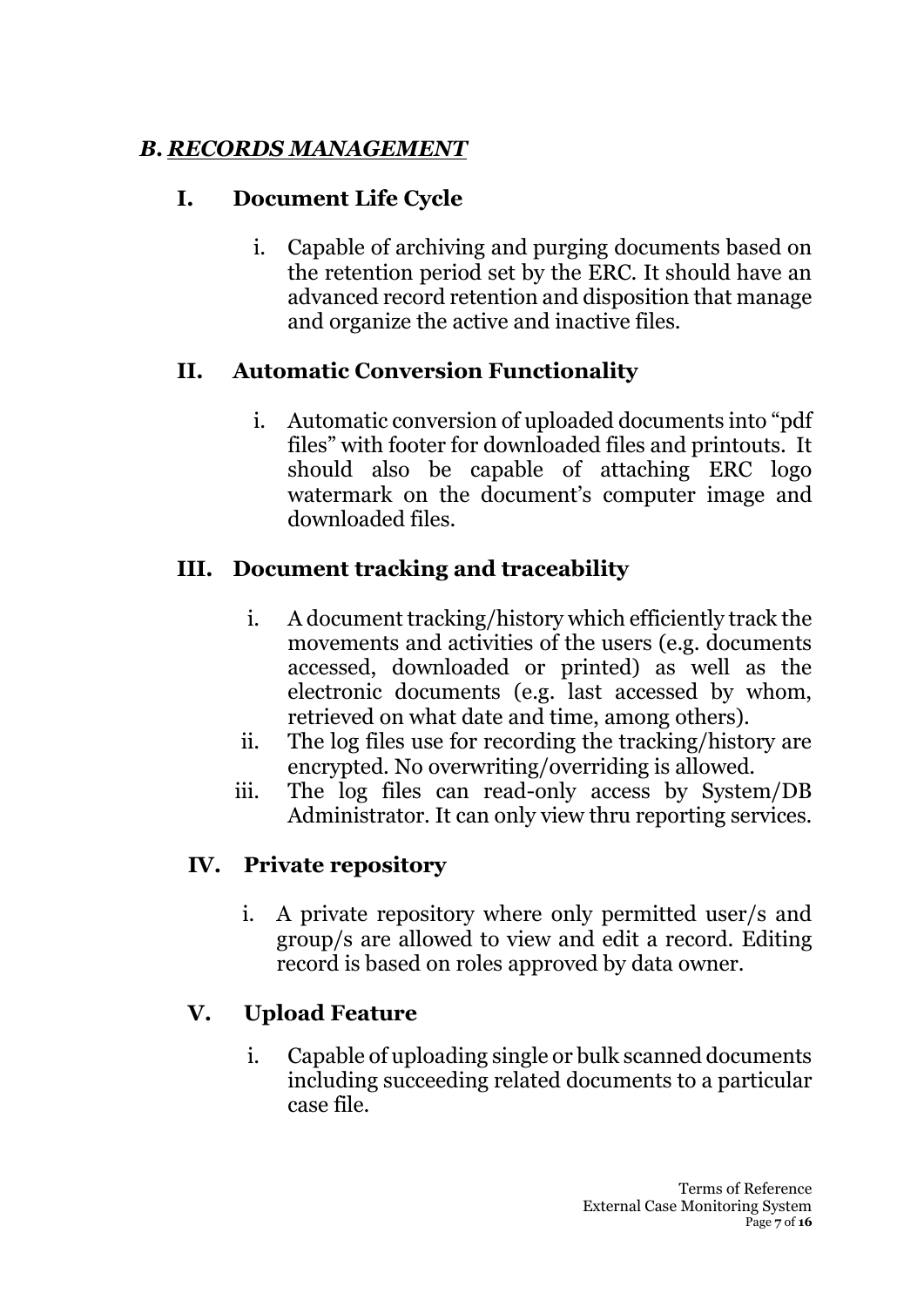## *B. RECORDS MANAGEMENT*

### I. Document Life Cycle

i. Capable of archiving and purging documents based on the retention period set by the ERC. It should have an advanced record retention and disposition that manage and organize the active and inactive files.

### II. Automatic Conversion Functionality

i. Automatic conversion of uploaded documents into "pdf files" with footer for downloaded files and printouts. It should also be capable of attaching ERC logo watermark on the document's computer image and downloaded files.

### III. Document tracking and traceability

i. A document tracking/history which efficiently track the movements and activities of the users (e.g. documents accessed, downloaded or printed) as well as the electronic documents (e.g. last accessed by whom, retrieved on what date and time, among others).

ii. The log files use for recording the tracking/history are encrypted. No overwriting/overriding is allowed.

iii. The log files can read-only access by System/DB Administrator. It can only view thru reporting services.

### IV. Private repository

i. A private repository where only permitted user/s and group/s are allowed to view and edit a record. Editing record is based on roles approved by data owner.

### V. Upload Feature

i. Capable of uploading single or bulk scanned documents including succeeding related documents to a particular case file.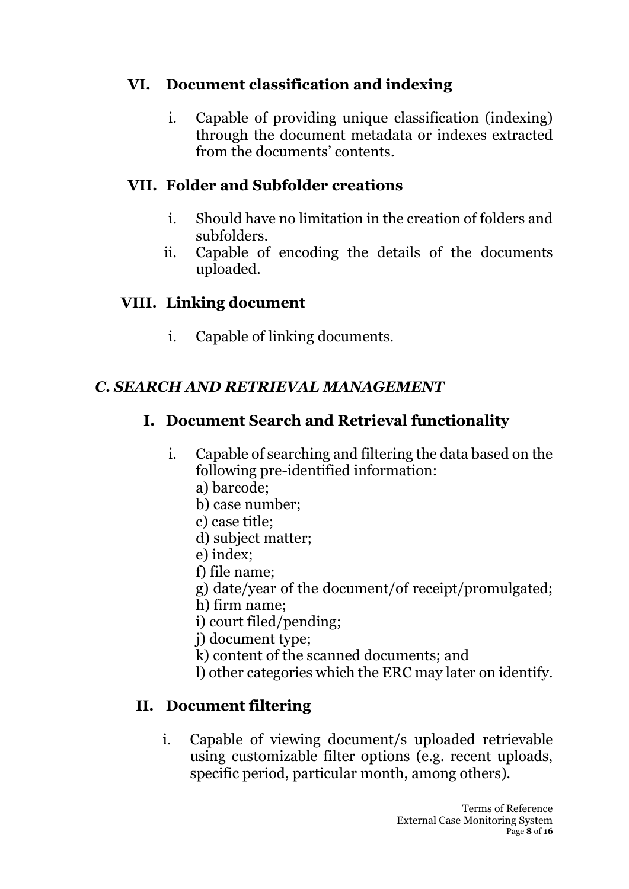### VI. Document classification and indexing

i. Capable of providing unique classification (indexing) through the document metadata or indexes extracted from the documents' contents.

### VII. Folder and Subfolder creations

i. Should have no limitation in the creation of folders and subfolders.
ii. Capable of encoding the details of the documents uploaded.

### VIII. Linking document

i. Capable of linking documents.

## *C. SEARCH AND RETRIEVAL MANAGEMENT*

### I. Document Search and Retrieval functionality

i. Capable of searching and filtering the data based on the following pre-identified information:
   a) barcode;
   b) case number;
   c) case title;
   d) subject matter;
   e) index;
   f) file name;
   g) date/year of the document/of receipt/promulgated;
   h) firm name;
   i) court filed/pending;
   j) document type;
   k) content of the scanned documents; and
   l) other categories which the ERC may later on identify.

### II. Document filtering

i. Capable of viewing document/s uploaded retrievable using customizable filter options (e.g. recent uploads, specific period, particular month, among others).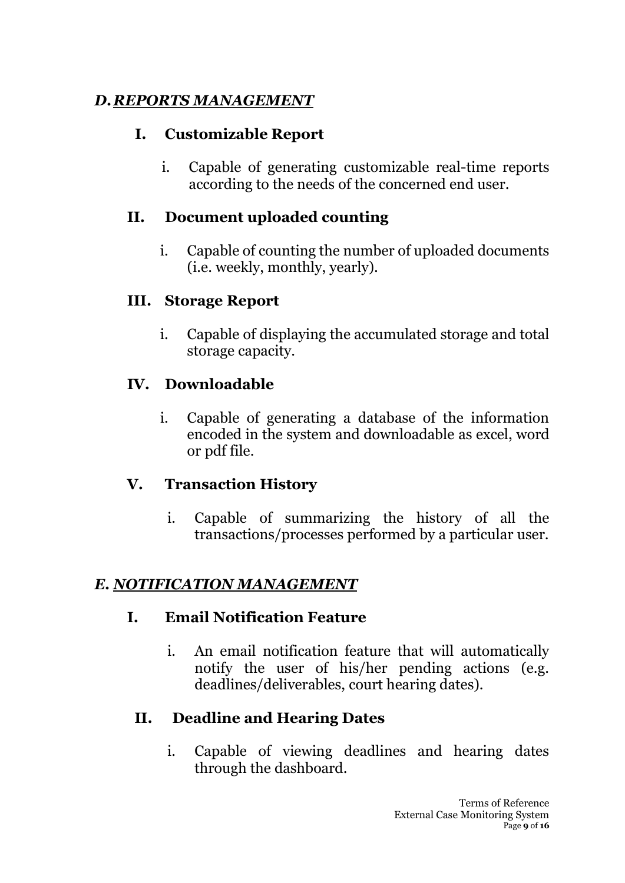## *D. REPORTS MANAGEMENT*

### I. Customizable Report

i. Capable of generating customizable real-time reports according to the needs of the concerned end user.

### II. Document uploaded counting

i. Capable of counting the number of uploaded documents (i.e. weekly, monthly, yearly).

### III. Storage Report

i. Capable of displaying the accumulated storage and total storage capacity.

### IV. Downloadable

i. Capable of generating a database of the information encoded in the system and downloadable as excel, word or pdf file.

### V. Transaction History

i. Capable of summarizing the history of all the transactions/processes performed by a particular user.

## *E. NOTIFICATION MANAGEMENT*

### I. Email Notification Feature

i. An email notification feature that will automatically notify the user of his/her pending actions (e.g. deadlines/deliverables, court hearing dates).

### II. Deadline and Hearing Dates

i. Capable of viewing deadlines and hearing dates through the dashboard.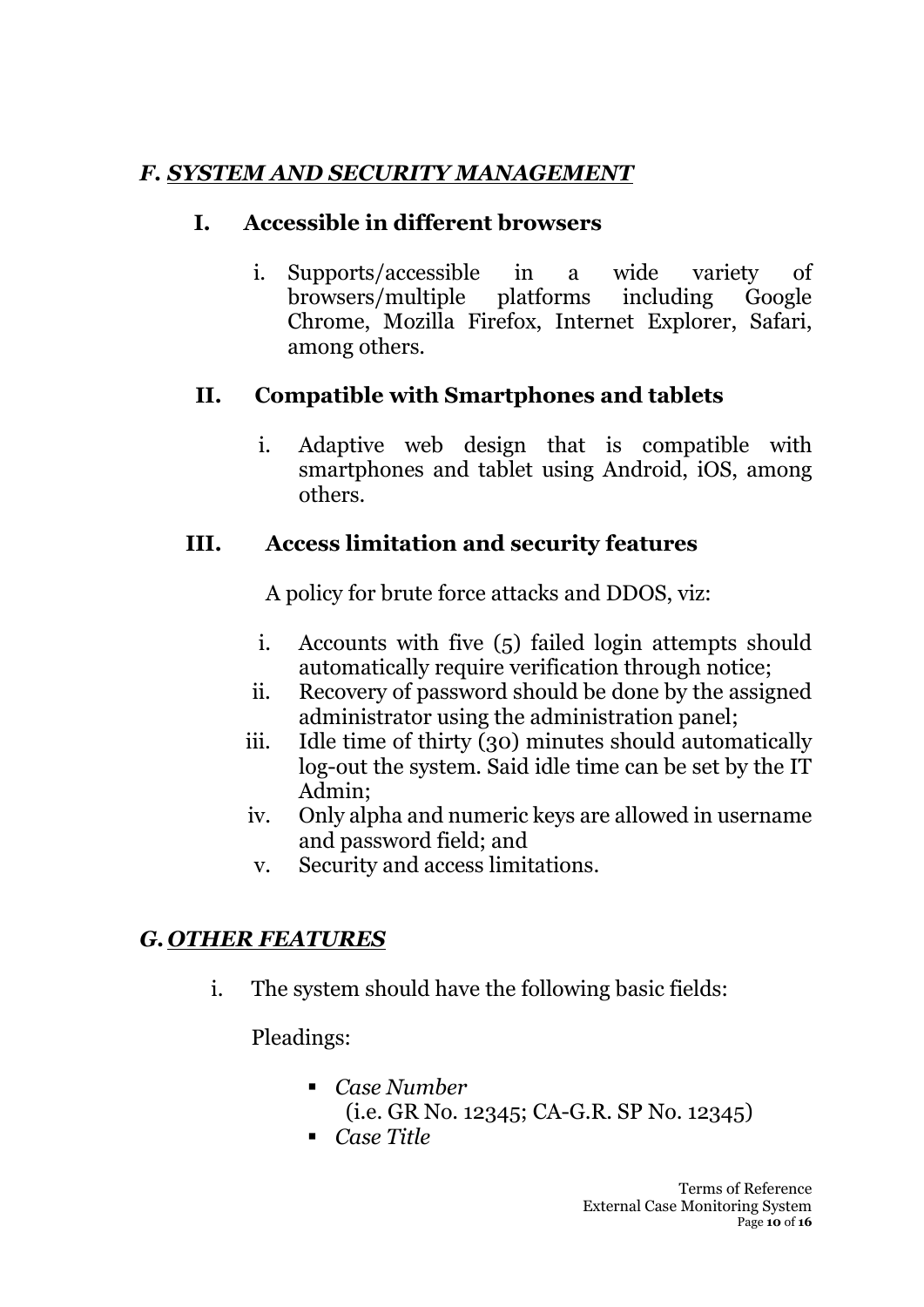## *F. SYSTEM AND SECURITY MANAGEMENT*

### I. Accessible in different browsers

i. Supports/accessible in a wide variety of browsers/multiple platforms including Google Chrome, Mozilla Firefox, Internet Explorer, Safari, among others.

### II. Compatible with Smartphones and tablets

i. Adaptive web design that is compatible with smartphones and tablet using Android, iOS, among others.

### III. Access limitation and security features

A policy for brute force attacks and DDOS, viz:

i. Accounts with five (5) failed login attempts should automatically require verification through notice;
ii. Recovery of password should be done by the assigned administrator using the administration panel;
iii. Idle time of thirty (30) minutes should automatically log-out the system. Said idle time can be set by the IT Admin;
iv. Only alpha and numeric keys are allowed in username and password field; and
v. Security and access limitations.

## *G. OTHER FEATURES*

i. The system should have the following basic fields:

Pleadings:

- *Case Number*
  (i.e. GR No. 12345; CA-G.R. SP No. 12345)
- *Case Title*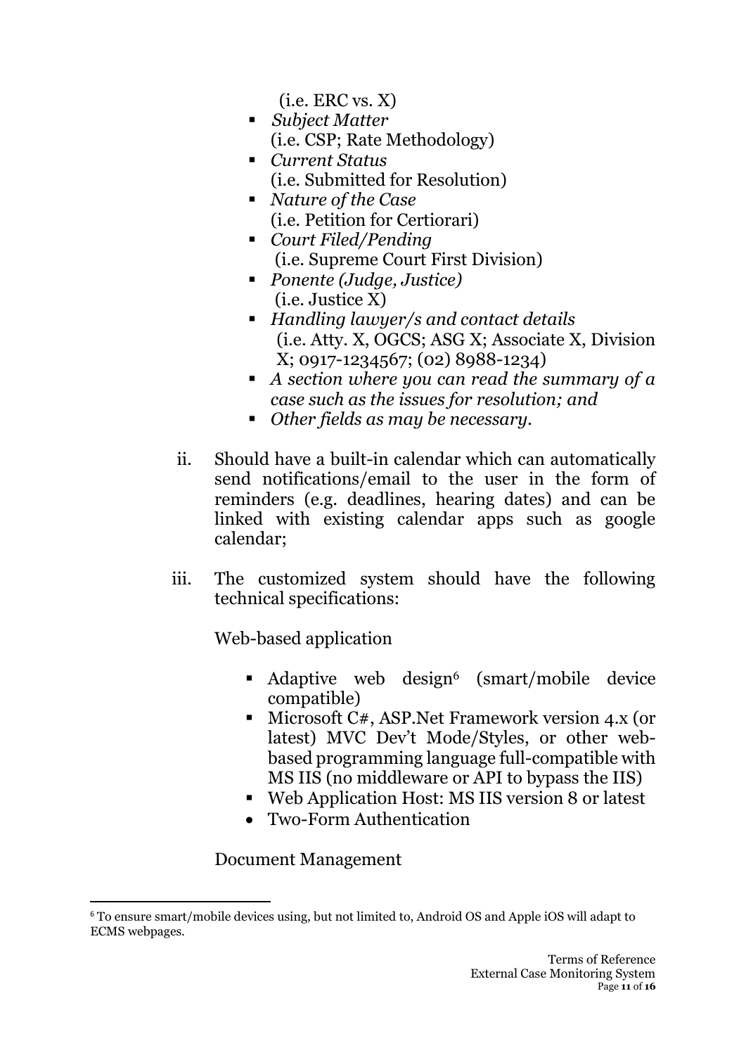(i.e. ERC vs. X)

- *Subject Matter*
  (i.e. CSP; Rate Methodology)
- *Current Status*
  (i.e. Submitted for Resolution)
- *Nature of the Case*
  (i.e. Petition for Certiorari)
- *Court Filed/Pending*
  (i.e. Supreme Court First Division)
- *Ponente (Judge, Justice)*
  (i.e. Justice X)
- *Handling lawyer/s and contact details*
  (i.e. Atty. X, OGCS; ASG X; Associate X, Division X; 0917-1234567; (02) 8988-1234)
- *A section where you can read the summary of a case such as the issues for resolution; and*
- *Other fields as may be necessary.*

ii. Should have a built-in calendar which can automatically send notifications/email to the user in the form of reminders (e.g. deadlines, hearing dates) and can be linked with existing calendar apps such as google calendar;

iii. The customized system should have the following technical specifications:

Web-based application

- Adaptive web design[6] (smart/mobile device compatible)
- Microsoft C#, ASP.Net Framework version 4.x (or latest) MVC Dev't Mode/Styles, or other web-based programming language full-compatible with MS IIS (no middleware or API to bypass the IIS)
- Web Application Host: MS IIS version 8 or latest
- Two-Form Authentication

Document Management

[6] To ensure smart/mobile devices using, but not limited to, Android OS and Apple iOS will adapt to ECMS webpages.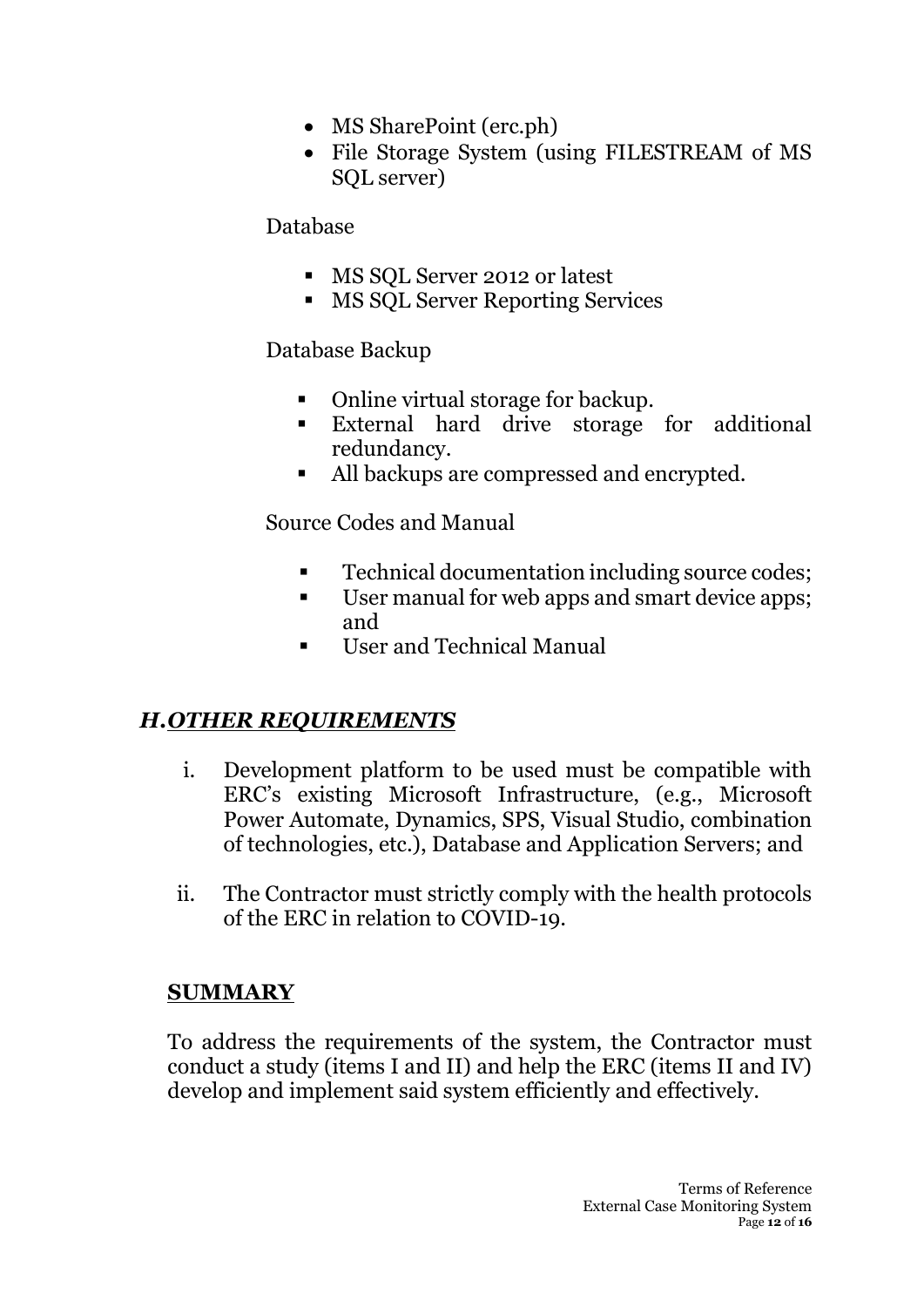- MS SharePoint (erc.ph)
- File Storage System (using FILESTREAM of MS SQL server)

Database

- MS SQL Server 2012 or latest
- MS SQL Server Reporting Services

Database Backup

- Online virtual storage for backup.
- External hard drive storage for additional redundancy.
- All backups are compressed and encrypted.

Source Codes and Manual

- Technical documentation including source codes;
- User manual for web apps and smart device apps; and
- User and Technical Manual

## *H. OTHER REQUIREMENTS*

i. Development platform to be used must be compatible with ERC's existing Microsoft Infrastructure, (e.g., Microsoft Power Automate, Dynamics, SPS, Visual Studio, combination of technologies, etc.), Database and Application Servers; and

ii. The Contractor must strictly comply with the health protocols of the ERC in relation to COVID-19.

## SUMMARY

To address the requirements of the system, the Contractor must conduct a study (items I and II) and help the ERC (items II and IV) develop and implement said system efficiently and effectively.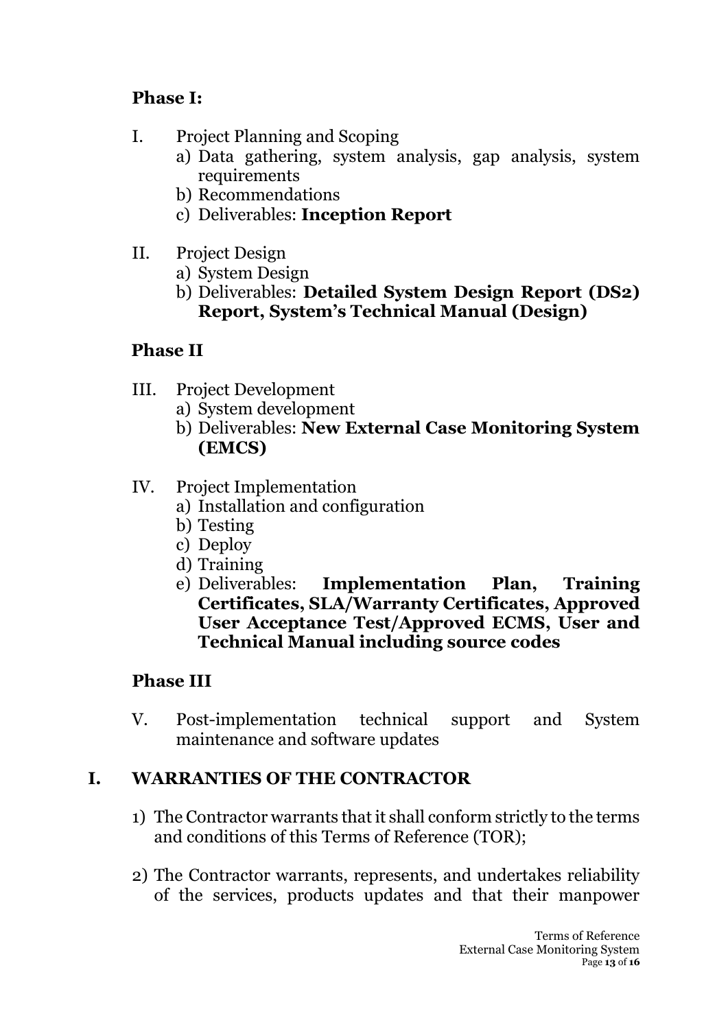**Phase I:**

I. Project Planning and Scoping
   a) Data gathering, system analysis, gap analysis, system requirements
   b) Recommendations
   c) Deliverables: **Inception Report**

II. Project Design
   a) System Design
   b) Deliverables: **Detailed System Design Report (DS2) Report, System's Technical Manual (Design)**

**Phase II**

III. Project Development
   a) System development
   b) Deliverables: **New External Case Monitoring System (EMCS)**

IV. Project Implementation
   a) Installation and configuration
   b) Testing
   c) Deploy
   d) Training
   e) Deliverables: **Implementation Plan, Training Certificates, SLA/Warranty Certificates, Approved User Acceptance Test/Approved ECMS, User and Technical Manual including source codes**

**Phase III**

V. Post-implementation technical support and System maintenance and software updates

## I. WARRANTIES OF THE CONTRACTOR

1) The Contractor warrants that it shall conform strictly to the terms and conditions of this Terms of Reference (TOR);

2) The Contractor warrants, represents, and undertakes reliability of the services, products updates and that their manpower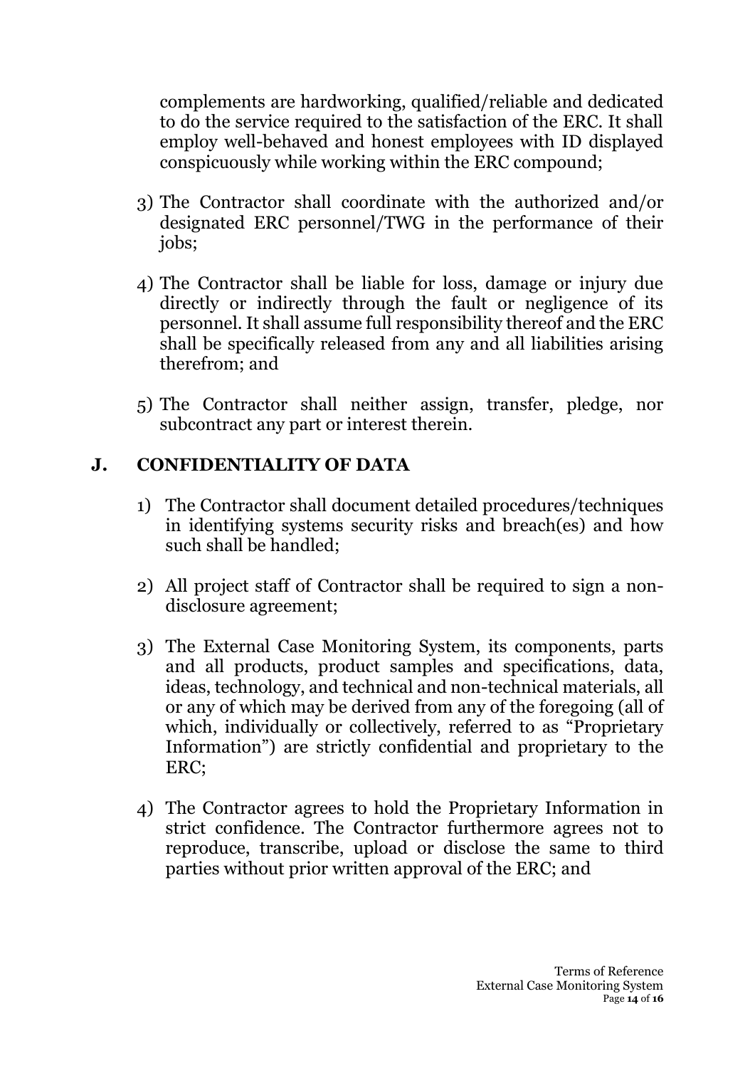complements are hardworking, qualified/reliable and dedicated to do the service required to the satisfaction of the ERC. It shall employ well-behaved and honest employees with ID displayed conspicuously while working within the ERC compound;

3) The Contractor shall coordinate with the authorized and/or designated ERC personnel/TWG in the performance of their jobs;

4) The Contractor shall be liable for loss, damage or injury due directly or indirectly through the fault or negligence of its personnel. It shall assume full responsibility thereof and the ERC shall be specifically released from any and all liabilities arising therefrom; and

5) The Contractor shall neither assign, transfer, pledge, nor subcontract any part or interest therein.

## J. CONFIDENTIALITY OF DATA

1) The Contractor shall document detailed procedures/techniques in identifying systems security risks and breach(es) and how such shall be handled;

2) All project staff of Contractor shall be required to sign a non-disclosure agreement;

3) The External Case Monitoring System, its components, parts and all products, product samples and specifications, data, ideas, technology, and technical and non-technical materials, all or any of which may be derived from any of the foregoing (all of which, individually or collectively, referred to as "Proprietary Information") are strictly confidential and proprietary to the ERC;

4) The Contractor agrees to hold the Proprietary Information in strict confidence. The Contractor furthermore agrees not to reproduce, transcribe, upload or disclose the same to third parties without prior written approval of the ERC; and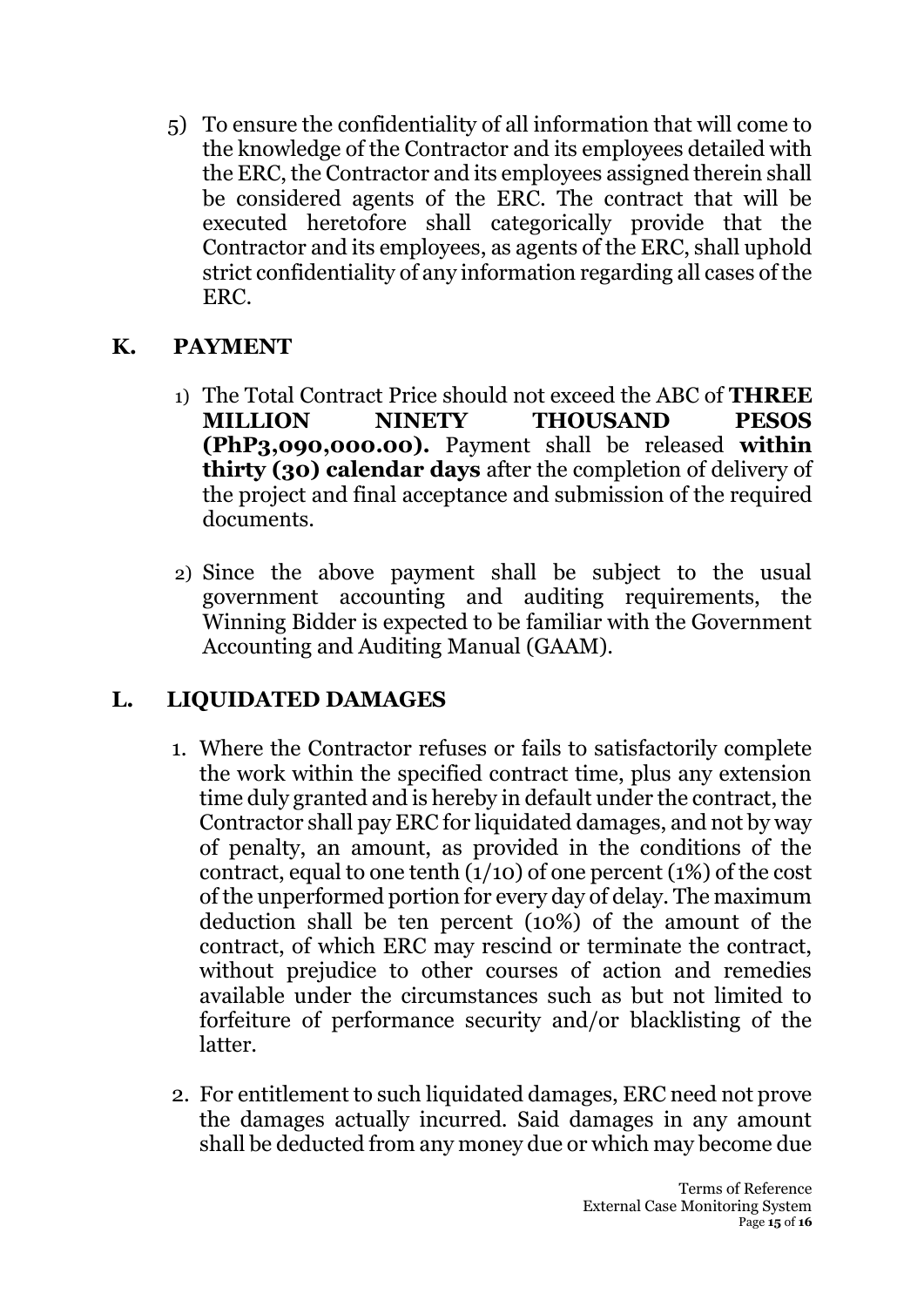5) To ensure the confidentiality of all information that will come to the knowledge of the Contractor and its employees detailed with the ERC, the Contractor and its employees assigned therein shall be considered agents of the ERC. The contract that will be executed heretofore shall categorically provide that the Contractor and its employees, as agents of the ERC, shall uphold strict confidentiality of any information regarding all cases of the ERC.

## K. PAYMENT

1) The Total Contract Price should not exceed the ABC of **THREE MILLION NINETY THOUSAND PESOS (PhP3,090,000.00).** Payment shall be released **within thirty (30) calendar days** after the completion of delivery of the project and final acceptance and submission of the required documents.

2) Since the above payment shall be subject to the usual government accounting and auditing requirements, the Winning Bidder is expected to be familiar with the Government Accounting and Auditing Manual (GAAM).

## L. LIQUIDATED DAMAGES

1. Where the Contractor refuses or fails to satisfactorily complete the work within the specified contract time, plus any extension time duly granted and is hereby in default under the contract, the Contractor shall pay ERC for liquidated damages, and not by way of penalty, an amount, as provided in the conditions of the contract, equal to one tenth (1/10) of one percent (1%) of the cost of the unperformed portion for every day of delay. The maximum deduction shall be ten percent (10%) of the amount of the contract, of which ERC may rescind or terminate the contract, without prejudice to other courses of action and remedies available under the circumstances such as but not limited to forfeiture of performance security and/or blacklisting of the latter.

2. For entitlement to such liquidated damages, ERC need not prove the damages actually incurred. Said damages in any amount shall be deducted from any money due or which may become due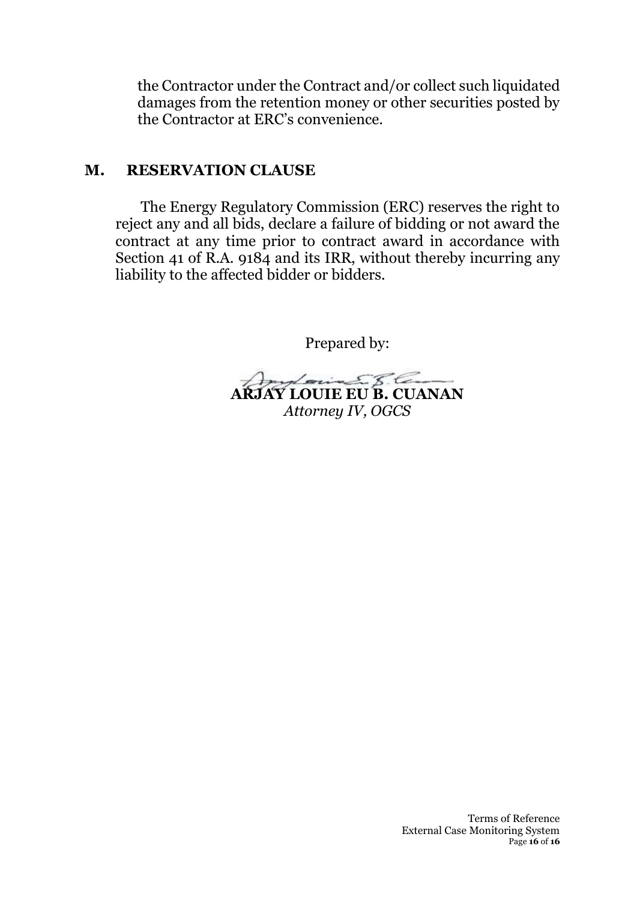the Contractor under the Contract and/or collect such liquidated damages from the retention money or other securities posted by the Contractor at ERC's convenience.

## M. RESERVATION CLAUSE

The Energy Regulatory Commission (ERC) reserves the right to reject any and all bids, declare a failure of bidding or not award the contract at any time prior to contract award in accordance with Section 41 of R.A. 9184 and its IRR, without thereby incurring any liability to the affected bidder or bidders.

Prepared by:

**ARJAY LOUIE EU B. CUANAN**
*Attorney IV, OGCS*